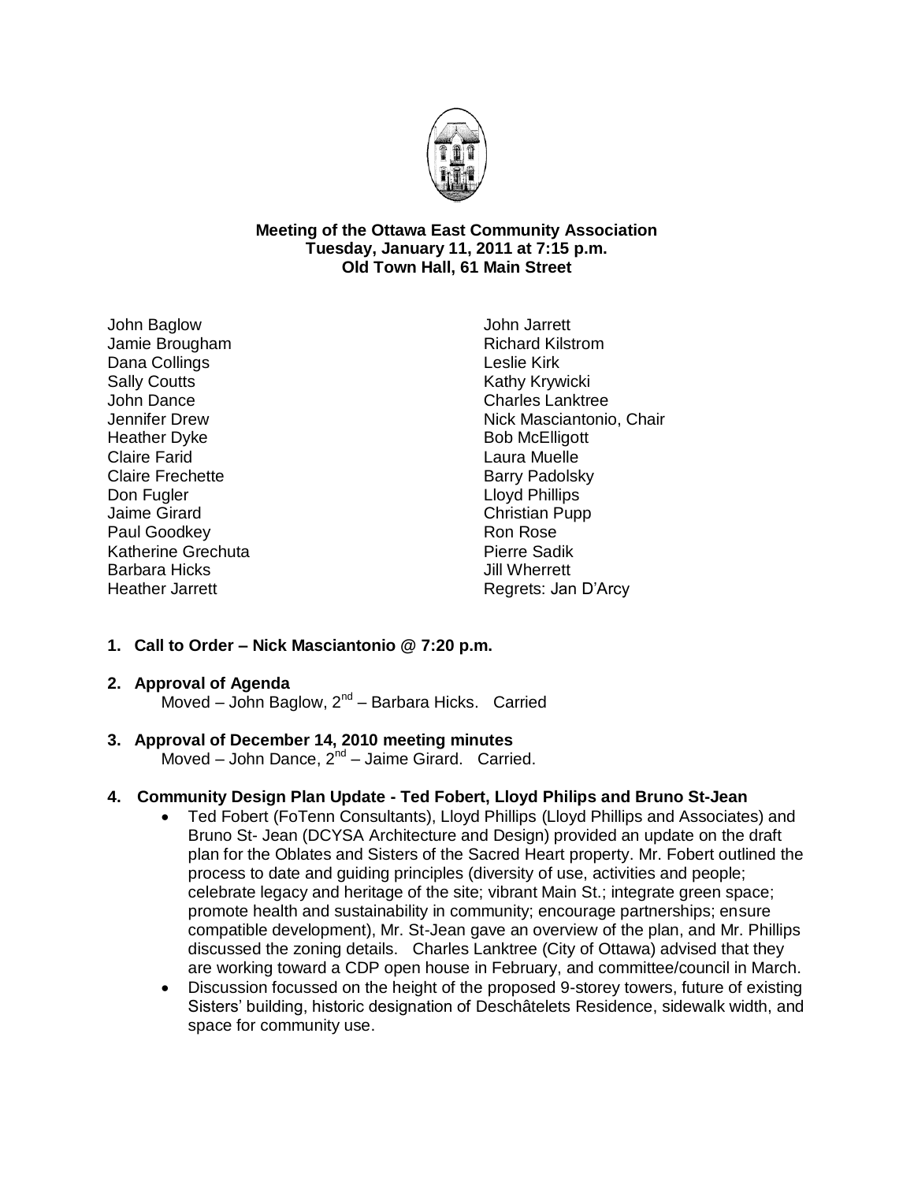**Meeting of the Ottawa East Community Association**
**Tuesday, January 11, 2011 at 7:15 p.m.**
**Old Town Hall, 61 Main Street**

John Baglow
Jamie Brougham
Dana Collings
Sally Coutts
John Dance
Jennifer Drew
Heather Dyke
Claire Farid
Claire Frechette
Don Fugler
Jaime Girard
Paul Goodkey
Katherine Grechuta
Barbara Hicks
Heather Jarrett
John Jarrett
Richard Kilstrom
Leslie Kirk
Kathy Krywicki
Charles Lanktree
Nick Masciantonio, Chair
Bob McElligott
Laura Muelle
Barry Padolsky
Lloyd Phillips
Christian Pupp
Ron Rose
Pierre Sadik
Jill Wherrett
Regrets: Jan D'Arcy

1. **Call to Order – Nick Masciantonio @ 7:20 p.m.**

2. **Approval of Agenda**
   Moved – John Baglow, 2nd – Barbara Hicks. Carried

3. **Approval of December 14, 2010 meeting minutes**
   Moved – John Dance, 2nd – Jaime Girard. Carried.

4. **Community Design Plan Update - Ted Fobert, Lloyd Philips and Bruno St-Jean**
   - Ted Fobert (FoTenn Consultants), Lloyd Phillips (Lloyd Phillips and Associates) and Bruno St- Jean (DCYSA Architecture and Design) provided an update on the draft plan for the Oblates and Sisters of the Sacred Heart property. Mr. Fobert outlined the process to date and guiding principles (diversity of use, activities and people; celebrate legacy and heritage of the site; vibrant Main St.; integrate green space; promote health and sustainability in community; encourage partnerships; ensure compatible development), Mr. St-Jean gave an overview of the plan, and Mr. Phillips discussed the zoning details. Charles Lanktree (City of Ottawa) advised that they are working toward a CDP open house in February, and committee/council in March.
   - Discussion focussed on the height of the proposed 9-storey towers, future of existing Sisters' building, historic designation of Deschâtelets Residence, sidewalk width, and space for community use.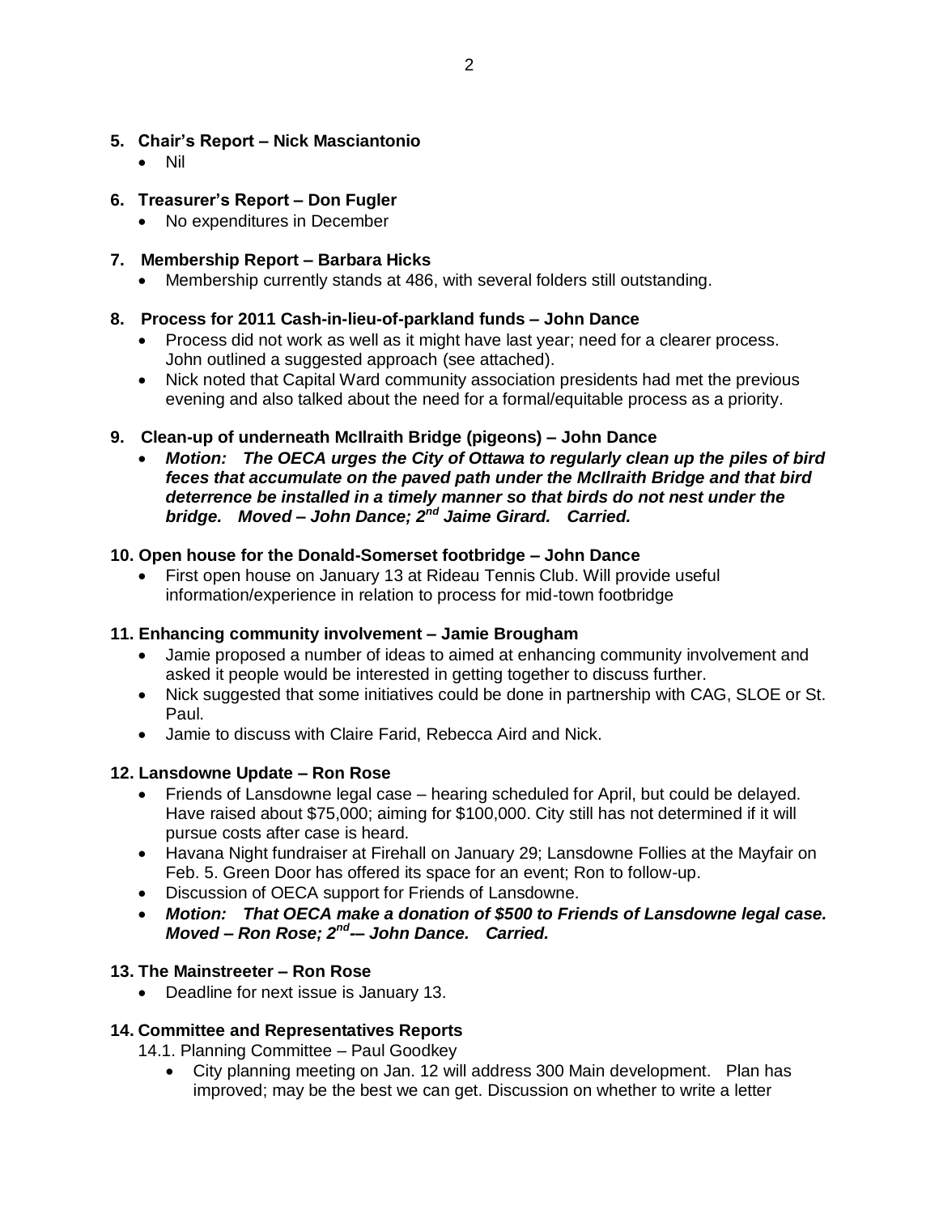## 5. Chair's Report – Nick Masciantonio

- Nil

## 6. Treasurer's Report – Don Fugler

- No expenditures in December

## 7. Membership Report – Barbara Hicks

- Membership currently stands at 486, with several folders still outstanding.

## 8. Process for 2011 Cash-in-lieu-of-parkland funds – John Dance

- Process did not work as well as it might have last year; need for a clearer process. John outlined a suggested approach (see attached).
- Nick noted that Capital Ward community association presidents had met the previous evening and also talked about the need for a formal/equitable process as a priority.

## 9. Clean-up of underneath McIlraith Bridge (pigeons) – John Dance

- ***Motion: The OECA urges the City of Ottawa to regularly clean up the piles of bird feces that accumulate on the paved path under the McIlraith Bridge and that bird deterrence be installed in a timely manner so that birds do not nest under the bridge. Moved – John Dance; 2nd Jaime Girard. Carried.***

## 10. Open house for the Donald-Somerset footbridge – John Dance

- First open house on January 13 at Rideau Tennis Club. Will provide useful information/experience in relation to process for mid-town footbridge

## 11. Enhancing community involvement – Jamie Brougham

- Jamie proposed a number of ideas to aimed at enhancing community involvement and asked it people would be interested in getting together to discuss further.
- Nick suggested that some initiatives could be done in partnership with CAG, SLOE or St. Paul.
- Jamie to discuss with Claire Farid, Rebecca Aird and Nick.

## 12. Lansdowne Update – Ron Rose

- Friends of Lansdowne legal case – hearing scheduled for April, but could be delayed. Have raised about $75,000; aiming for $100,000. City still has not determined if it will pursue costs after case is heard.
- Havana Night fundraiser at Firehall on January 29; Lansdowne Follies at the Mayfair on Feb. 5. Green Door has offered its space for an event; Ron to follow-up.
- Discussion of OECA support for Friends of Lansdowne.
- ***Motion: That OECA make a donation of $500 to Friends of Lansdowne legal case. Moved – Ron Rose; 2nd-– John Dance. Carried.***

## 13. The Mainstreeter – Ron Rose

- Deadline for next issue is January 13.

## 14. Committee and Representatives Reports

14.1. Planning Committee – Paul Goodkey

- City planning meeting on Jan. 12 will address 300 Main development. Plan has improved; may be the best we can get. Discussion on whether to write a letter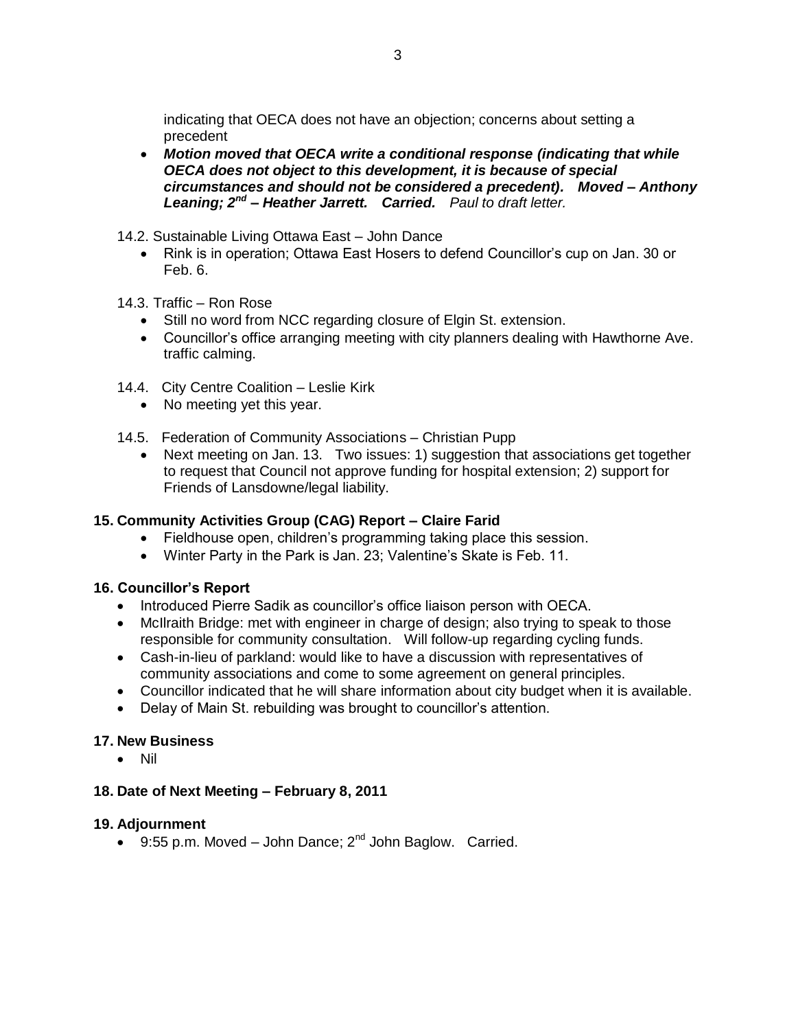indicating that OECA does not have an objection; concerns about setting a precedent

- ***Motion moved that OECA write a conditional response (indicating that while OECA does not object to this development, it is because of special circumstances and should not be considered a precedent). Moved – Anthony Leaning; 2nd – Heather Jarrett. Carried.*** *Paul to draft letter.*

14.2. Sustainable Living Ottawa East – John Dance

- Rink is in operation; Ottawa East Hosers to defend Councillor's cup on Jan. 30 or Feb. 6.

14.3. Traffic – Ron Rose

- Still no word from NCC regarding closure of Elgin St. extension.
- Councillor's office arranging meeting with city planners dealing with Hawthorne Ave. traffic calming.

14.4. City Centre Coalition – Leslie Kirk

- No meeting yet this year.

14.5. Federation of Community Associations – Christian Pupp

- Next meeting on Jan. 13. Two issues: 1) suggestion that associations get together to request that Council not approve funding for hospital extension; 2) support for Friends of Lansdowne/legal liability.

## 15. Community Activities Group (CAG) Report – Claire Farid

- Fieldhouse open, children's programming taking place this session.
- Winter Party in the Park is Jan. 23; Valentine's Skate is Feb. 11.

## 16. Councillor's Report

- Introduced Pierre Sadik as councillor's office liaison person with OECA.
- McIlraith Bridge: met with engineer in charge of design; also trying to speak to those responsible for community consultation. Will follow-up regarding cycling funds.
- Cash-in-lieu of parkland: would like to have a discussion with representatives of community associations and come to some agreement on general principles.
- Councillor indicated that he will share information about city budget when it is available.
- Delay of Main St. rebuilding was brought to councillor's attention.

## 17. New Business

- Nil

## 18. Date of Next Meeting – February 8, 2011

## 19. Adjournment

- 9:55 p.m. Moved – John Dance; 2nd John Baglow. Carried.